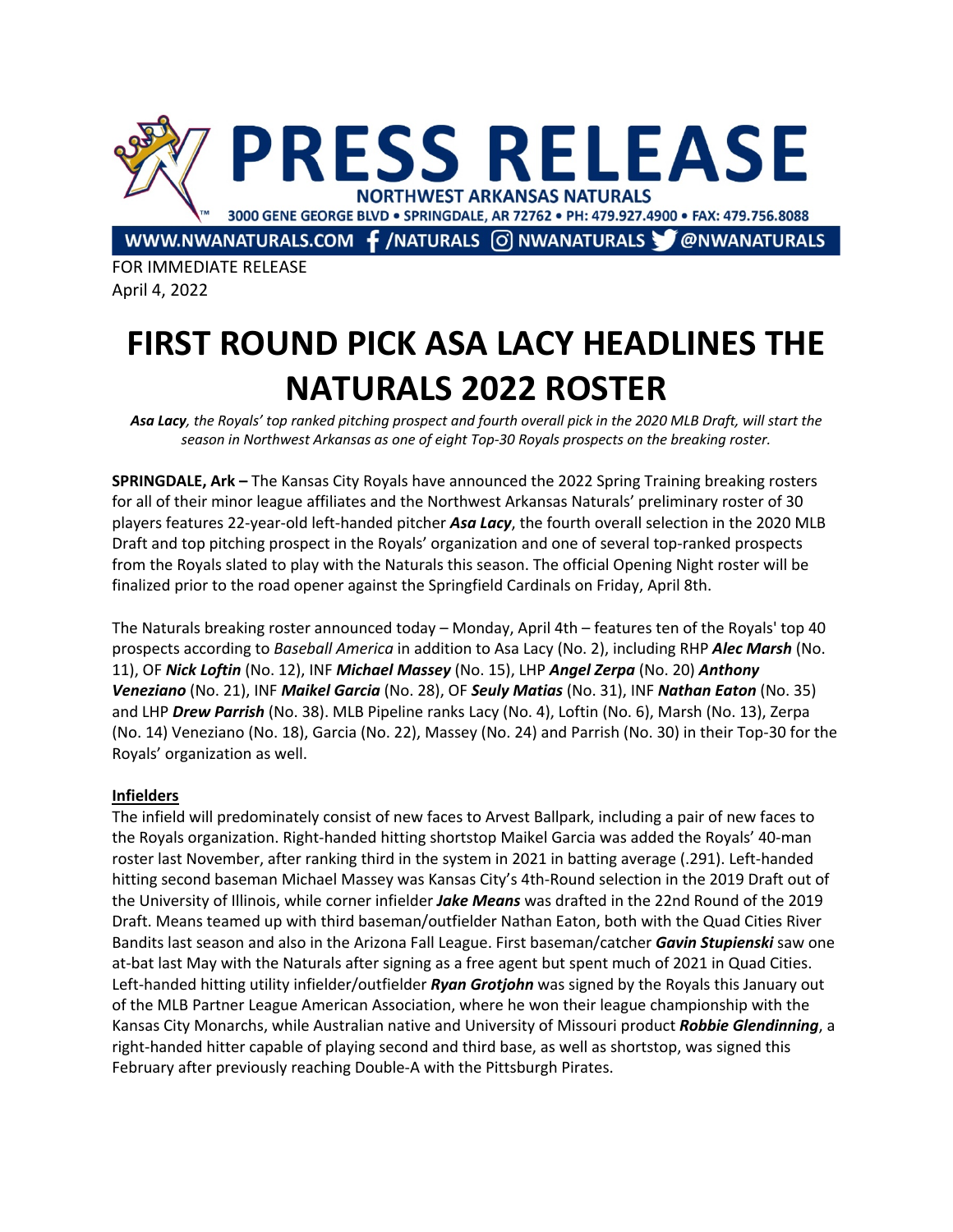# PRESS RELEASE

**NORTHWEST ARKANSAS NATURALS**

3000 GENE GEORGE BLVD • SPRINGDALE, AR 72762 • PH: 479.927.4900 • FAX: 479.756.8088

WWW.NWANATURALS.COM /NATURALS NWANATURALS @NWANATURALS

FOR IMMEDIATE RELEASE
April 4, 2022

# FIRST ROUND PICK ASA LACY HEADLINES THE NATURALS 2022 ROSTER

***Asa Lacy**, the Royals' top ranked pitching prospect and fourth overall pick in the 2020 MLB Draft, will start the season in Northwest Arkansas as one of eight Top-30 Royals prospects on the breaking roster.*

**SPRINGDALE, Ark –** The Kansas City Royals have announced the 2022 Spring Training breaking rosters for all of their minor league affiliates and the Northwest Arkansas Naturals' preliminary roster of 30 players features 22-year-old left-handed pitcher ***Asa Lacy***, the fourth overall selection in the 2020 MLB Draft and top pitching prospect in the Royals' organization and one of several top-ranked prospects from the Royals slated to play with the Naturals this season. The official Opening Night roster will be finalized prior to the road opener against the Springfield Cardinals on Friday, April 8th.

The Naturals breaking roster announced today – Monday, April 4th – features ten of the Royals' top 40 prospects according to *Baseball America* in addition to Asa Lacy (No. 2), including RHP ***Alec Marsh*** (No. 11), OF ***Nick Loftin*** (No. 12), INF ***Michael Massey*** (No. 15), LHP ***Angel Zerpa*** (No. 20) ***Anthony Veneziano*** (No. 21), INF ***Maikel Garcia*** (No. 28), OF ***Seuly Matias*** (No. 31), INF ***Nathan Eaton*** (No. 35) and LHP ***Drew Parrish*** (No. 38). MLB Pipeline ranks Lacy (No. 4), Loftin (No. 6), Marsh (No. 13), Zerpa (No. 14) Veneziano (No. 18), Garcia (No. 22), Massey (No. 24) and Parrish (No. 30) in their Top-30 for the Royals' organization as well.

**Infielders**

The infield will predominately consist of new faces to Arvest Ballpark, including a pair of new faces to the Royals organization. Right-handed hitting shortstop Maikel Garcia was added the Royals' 40-man roster last November, after ranking third in the system in 2021 in batting average (.291). Left-handed hitting second baseman Michael Massey was Kansas City's 4th-Round selection in the 2019 Draft out of the University of Illinois, while corner infielder ***Jake Means*** was drafted in the 22nd Round of the 2019 Draft. Means teamed up with third baseman/outfielder Nathan Eaton, both with the Quad Cities River Bandits last season and also in the Arizona Fall League. First baseman/catcher ***Gavin Stupienski*** saw one at-bat last May with the Naturals after signing as a free agent but spent much of 2021 in Quad Cities. Left-handed hitting utility infielder/outfielder ***Ryan Grotjohn*** was signed by the Royals this January out of the MLB Partner League American Association, where he won their league championship with the Kansas City Monarchs, while Australian native and University of Missouri product ***Robbie Glendinning***, a right-handed hitter capable of playing second and third base, as well as shortstop, was signed this February after previously reaching Double-A with the Pittsburgh Pirates.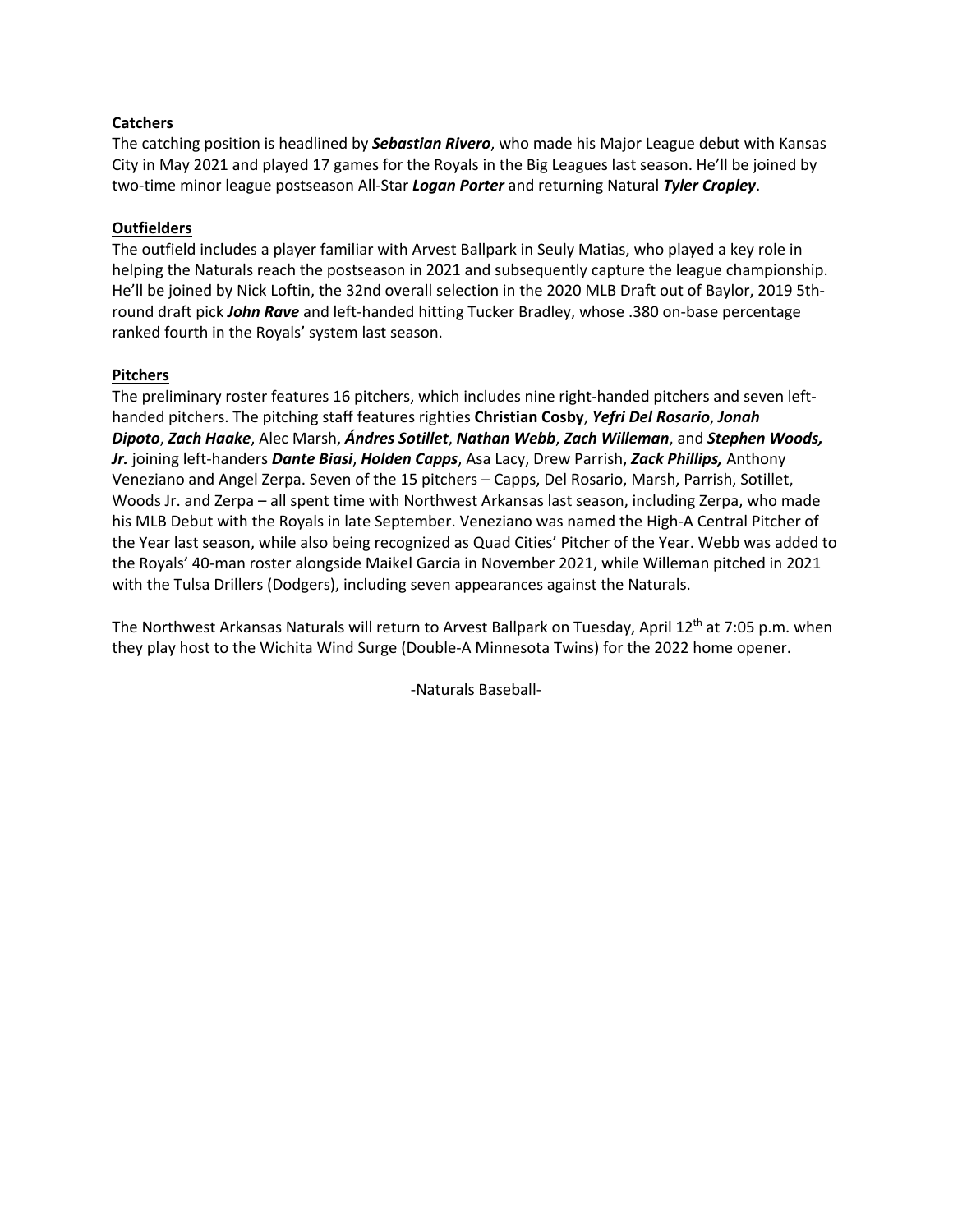**Catchers**

The catching position is headlined by ***Sebastian Rivero***, who made his Major League debut with Kansas City in May 2021 and played 17 games for the Royals in the Big Leagues last season. He'll be joined by two-time minor league postseason All-Star ***Logan Porter*** and returning Natural ***Tyler Cropley***.

**Outfielders**

The outfield includes a player familiar with Arvest Ballpark in Seuly Matias, who played a key role in helping the Naturals reach the postseason in 2021 and subsequently capture the league championship. He'll be joined by Nick Loftin, the 32nd overall selection in the 2020 MLB Draft out of Baylor, 2019 5th-round draft pick ***John Rave*** and left-handed hitting Tucker Bradley, whose .380 on-base percentage ranked fourth in the Royals' system last season.

**Pitchers**

The preliminary roster features 16 pitchers, which includes nine right-handed pitchers and seven left-handed pitchers. The pitching staff features righties **Christian Cosby**, ***Yefri Del Rosario***, ***Jonah Dipoto***, ***Zach Haake***, Alec Marsh, ***Ándres Sotillet***, ***Nathan Webb***, ***Zach Willeman***, and ***Stephen Woods, Jr.*** joining left-handers ***Dante Biasi***, ***Holden Capps***, Asa Lacy, Drew Parrish, ***Zack Phillips,*** Anthony Veneziano and Angel Zerpa. Seven of the 15 pitchers – Capps, Del Rosario, Marsh, Parrish, Sotillet, Woods Jr. and Zerpa – all spent time with Northwest Arkansas last season, including Zerpa, who made his MLB Debut with the Royals in late September. Veneziano was named the High-A Central Pitcher of the Year last season, while also being recognized as Quad Cities' Pitcher of the Year. Webb was added to the Royals' 40-man roster alongside Maikel Garcia in November 2021, while Willeman pitched in 2021 with the Tulsa Drillers (Dodgers), including seven appearances against the Naturals.

The Northwest Arkansas Naturals will return to Arvest Ballpark on Tuesday, April 12th at 7:05 p.m. when they play host to the Wichita Wind Surge (Double-A Minnesota Twins) for the 2022 home opener.

-Naturals Baseball-